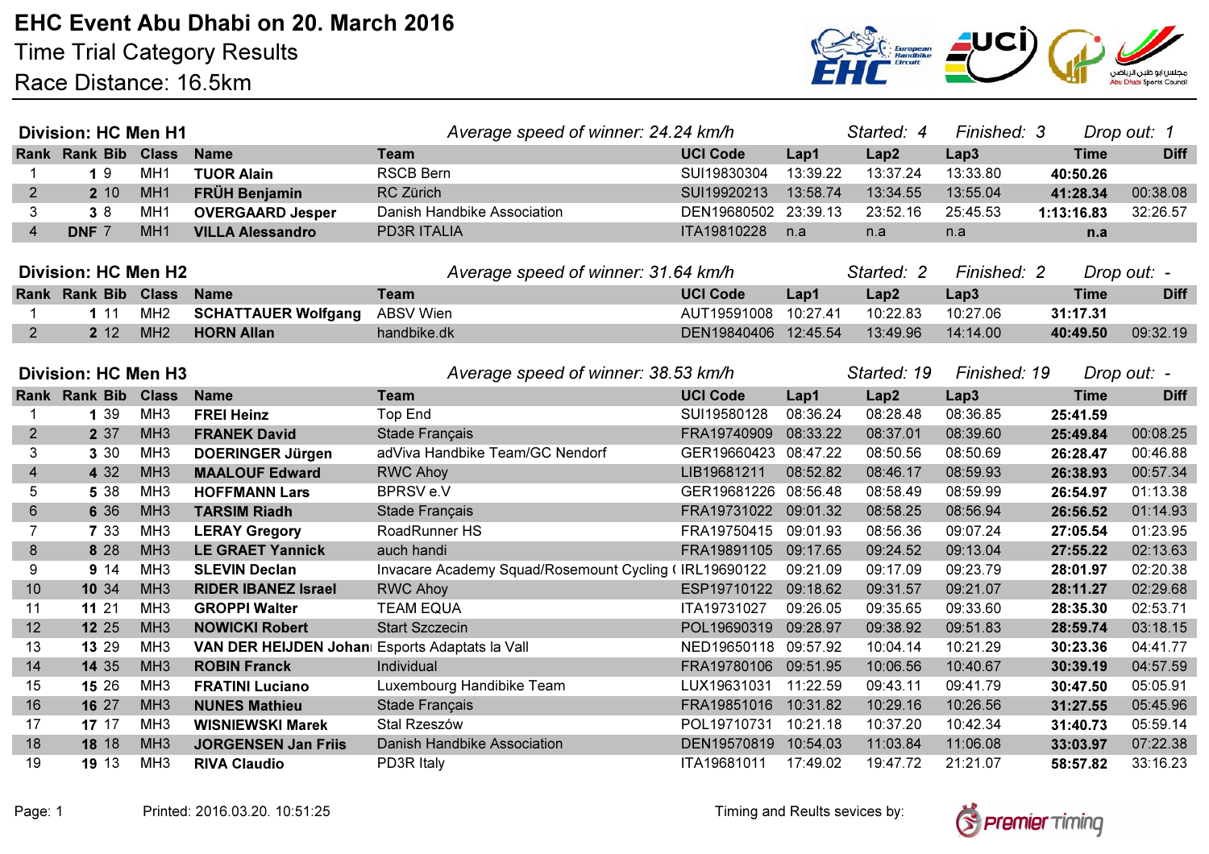# EHC Event Abu Dhabi on 20. March 2016

Time Trial Category Results

Race Distance: 16.5km

## Division: HC Men H1

*Average speed of winner: 24.24 km/h* *Started: 4* *Finished: 3* *Drop out: 1*

| Rank | Rank | Bib | Class | Name | Team | UCI Code | Lap1 | Lap2 | Lap3 | Time | Diff |
|---|---|---|---|---|---|---|---|---|---|---|---|
| 1 | **1** | 9 | MH1 | **TUOR Alain** | RSCB Bern | SUI19830304 | 13:39.22 | 13:37.24 | 13:33.80 | **40:50.26** | |
| 2 | **2** | 10 | MH1 | **FRÜH Benjamin** | RC Zürich | SUI19920213 | 13:58.74 | 13:34.55 | 13:55.04 | **41:28.34** | 00:38.08 |
| 3 | **3** | 8 | MH1 | **OVERGAARD Jesper** | Danish Handbike Association | DEN19680502 | 23:39.13 | 23:52.16 | 25:45.53 | **1:13:16.83** | 32:26.57 |
| 4 | **DNF** | 7 | MH1 | **VILLA Alessandro** | PD3R ITALIA | ITA19810228 | n.a | n.a | n.a | **n.a** | |

## Division: HC Men H2

*Average speed of winner: 31.64 km/h* *Started: 2* *Finished: 2* *Drop out: -*

| Rank | Rank | Bib | Class | Name | Team | UCI Code | Lap1 | Lap2 | Lap3 | Time | Diff |
|---|---|---|---|---|---|---|---|---|---|---|---|
| 1 | **1** | 11 | MH2 | **SCHATTAUER Wolfgang** | ABSV Wien | AUT19591008 | 10:27.41 | 10:22.83 | 10:27.06 | **31:17.31** | |
| 2 | **2** | 12 | MH2 | **HORN Allan** | handbike.dk | DEN19840406 | 12:45.54 | 13:49.96 | 14:14.00 | **40:49.50** | 09:32.19 |

## Division: HC Men H3

*Average speed of winner: 38.53 km/h* *Started: 19* *Finished: 19* *Drop out: -*

| Rank | Rank | Bib | Class | Name | Team | UCI Code | Lap1 | Lap2 | Lap3 | Time | Diff |
|---|---|---|---|---|---|---|---|---|---|---|---|
| 1 | **1** | 39 | MH3 | **FREI Heinz** | Top End | SUI19580128 | 08:36.24 | 08:28.48 | 08:36.85 | **25:41.59** | |
| 2 | **2** | 37 | MH3 | **FRANEK David** | Stade Français | FRA19740909 | 08:33.22 | 08:37.01 | 08:39.60 | **25:49.84** | 00:08.25 |
| 3 | **3** | 30 | MH3 | **DOERINGER Jürgen** | adViva Handbike Team/GC Nendorf | GER19660423 | 08:47.22 | 08:50.56 | 08:50.69 | **26:28.47** | 00:46.88 |
| 4 | **4** | 32 | MH3 | **MAALOUF Edward** | RWC Ahoy | LIB19681211 | 08:52.82 | 08:46.17 | 08:59.93 | **26:38.93** | 00:57.34 |
| 5 | **5** | 38 | MH3 | **HOFFMANN Lars** | BPRSV e.V | GER19681226 | 08:56.48 | 08:58.49 | 08:59.99 | **26:54.97** | 01:13.38 |
| 6 | **6** | 36 | MH3 | **TARSIM Riadh** | Stade Français | FRA19731022 | 09:01.32 | 08:58.25 | 08:56.94 | **26:56.52** | 01:14.93 |
| 7 | **7** | 33 | MH3 | **LERAY Gregory** | RoadRunner HS | FRA19750415 | 09:01.93 | 08:56.36 | 09:07.24 | **27:05.54** | 01:23.95 |
| 8 | **8** | 28 | MH3 | **LE GRAET Yannick** | auch handi | FRA19891105 | 09:17.65 | 09:24.52 | 09:13.04 | **27:55.22** | 02:13.63 |
| 9 | **9** | 14 | MH3 | **SLEVIN Declan** | Invacare Academy Squad/Rosemount Cycling ( | IRL19690122 | 09:21.09 | 09:17.09 | 09:23.79 | **28:01.97** | 02:20.38 |
| 10 | **10** | 34 | MH3 | **RIDER IBANEZ Israel** | RWC Ahoy | ESP19710122 | 09:18.62 | 09:31.57 | 09:21.07 | **28:11.27** | 02:29.68 |
| 11 | **11** | 21 | MH3 | **GROPPI Walter** | TEAM EQUA | ITA19731027 | 09:26.05 | 09:35.65 | 09:33.60 | **28:35.30** | 02:53.71 |
| 12 | **12** | 25 | MH3 | **NOWICKI Robert** | Start Szczecin | POL19690319 | 09:28.97 | 09:38.92 | 09:51.83 | **28:59.74** | 03:18.15 |
| 13 | **13** | 29 | MH3 | **VAN DER HEIJDEN Johan** | Esports Adaptats la Vall | NED19650118 | 09:57.92 | 10:04.14 | 10:21.29 | **30:23.36** | 04:41.77 |
| 14 | **14** | 35 | MH3 | **ROBIN Franck** | Individual | FRA19780106 | 09:51.95 | 10:06.56 | 10:40.67 | **30:39.19** | 04:57.59 |
| 15 | **15** | 26 | MH3 | **FRATINI Luciano** | Luxembourg Handibike Team | LUX19631031 | 11:22.59 | 09:43.11 | 09:41.79 | **30:47.50** | 05:05.91 |
| 16 | **16** | 27 | MH3 | **NUNES Mathieu** | Stade Français | FRA19851016 | 10:31.82 | 10:29.16 | 10:26.56 | **31:27.55** | 05:45.96 |
| 17 | **17** | 17 | MH3 | **WISNIEWSKI Marek** | Stal Rzeszów | POL19710731 | 10:21.18 | 10:37.20 | 10:42.34 | **31:40.73** | 05:59.14 |
| 18 | **18** | 18 | MH3 | **JORGENSEN Jan Friis** | Danish Handbike Association | DEN19570819 | 10:54.03 | 11:03.84 | 11:06.08 | **33:03.97** | 07:22.38 |
| 19 | **19** | 13 | MH3 | **RIVA Claudio** | PD3R Italy | ITA19681011 | 17:49.02 | 19:47.72 | 21:21.07 | **58:57.82** | 33:16.23 |

Printed: 2016.03.20. 10:51:25

Timing and Reults sevices by: Premier Timing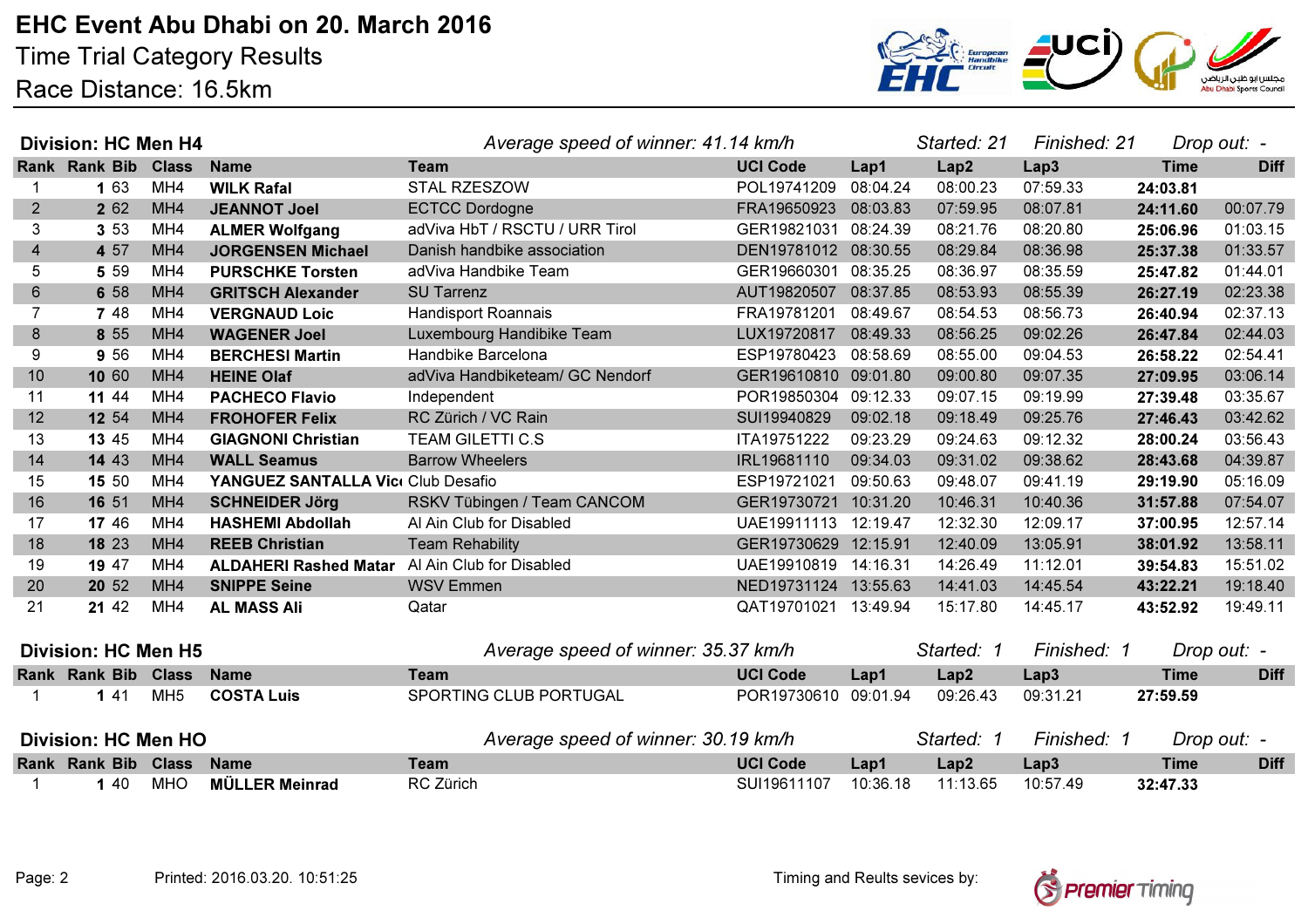# EHC Event Abu Dhabi on 20. March 2016

Time Trial Category Results

Race Distance: 16.5km

**Division: HC Men H4** — *Average speed of winner: 41.14 km/h* — *Started: 21* — *Finished: 21* — *Drop out: -*

| Rank | Rank | Bib | Class | Name | Team | UCI Code | Lap1 | Lap2 | Lap3 | Time | Diff |
|---|---|---|---|---|---|---|---|---|---|---|---|
| 1 | **1** | 63 | MH4 | **WILK Rafal** | STAL RZESZOW | POL19741209 | 08:04.24 | 08:00.23 | 07:59.33 | **24:03.81** | |
| 2 | **2** | 62 | MH4 | **JEANNOT Joel** | ECTCC Dordogne | FRA19650923 | 08:03.83 | 07:59.95 | 08:07.81 | **24:11.60** | 00:07.79 |
| 3 | **3** | 53 | MH4 | **ALMER Wolfgang** | adViva HbT / RSCTU / URR Tirol | GER19821031 | 08:24.39 | 08:21.76 | 08:20.80 | **25:06.96** | 01:03.15 |
| 4 | **4** | 57 | MH4 | **JORGENSEN Michael** | Danish handbike association | DEN19781012 | 08:30.55 | 08:29.84 | 08:36.98 | **25:37.38** | 01:33.57 |
| 5 | **5** | 59 | MH4 | **PURSCHKE Torsten** | adViva Handbike Team | GER19660301 | 08:35.25 | 08:36.97 | 08:35.59 | **25:47.82** | 01:44.01 |
| 6 | **6** | 58 | MH4 | **GRITSCH Alexander** | SU Tarrenz | AUT19820507 | 08:37.85 | 08:53.93 | 08:55.39 | **26:27.19** | 02:23.38 |
| 7 | **7** | 48 | MH4 | **VERGNAUD Loic** | Handisport Roannais | FRA19781201 | 08:49.67 | 08:54.53 | 08:56.73 | **26:40.94** | 02:37.13 |
| 8 | **8** | 55 | MH4 | **WAGENER Joel** | Luxembourg Handibike Team | LUX19720817 | 08:49.33 | 08:56.25 | 09:02.26 | **26:47.84** | 02:44.03 |
| 9 | **9** | 56 | MH4 | **BERCHESI Martin** | Handbike Barcelona | ESP19780423 | 08:58.69 | 08:55.00 | 09:04.53 | **26:58.22** | 02:54.41 |
| 10 | **10** | 60 | MH4 | **HEINE Olaf** | adViva Handbiketeam/ GC Nendorf | GER19610810 | 09:01.80 | 09:00.80 | 09:07.35 | **27:09.95** | 03:06.14 |
| 11 | **11** | 44 | MH4 | **PACHECO Flavio** | Independent | POR19850304 | 09:12.33 | 09:07.15 | 09:19.99 | **27:39.48** | 03:35.67 |
| 12 | **12** | 54 | MH4 | **FROHOFER Felix** | RC Zürich / VC Rain | SUI19940829 | 09:02.18 | 09:18.49 | 09:25.76 | **27:46.43** | 03:42.62 |
| 13 | **13** | 45 | MH4 | **GIAGNONI Christian** | TEAM GILETTI C.S | ITA19751222 | 09:23.29 | 09:24.63 | 09:12.32 | **28:00.24** | 03:56.43 |
| 14 | **14** | 43 | MH4 | **WALL Seamus** | Barrow Wheelers | IRL19681110 | 09:34.03 | 09:31.02 | 09:38.62 | **28:43.68** | 04:39.87 |
| 15 | **15** | 50 | MH4 | **YANGUEZ SANTALLA Vic** | Club Desafio | ESP19721021 | 09:50.63 | 09:48.07 | 09:41.19 | **29:19.90** | 05:16.09 |
| 16 | **16** | 51 | MH4 | **SCHNEIDER Jörg** | RSKV Tübingen / Team CANCOM | GER19730721 | 10:31.20 | 10:46.31 | 10:40.36 | **31:57.88** | 07:54.07 |
| 17 | **17** | 46 | MH4 | **HASHEMI Abdollah** | Al Ain Club for Disabled | UAE19911113 | 12:19.47 | 12:32.30 | 12:09.17 | **37:00.95** | 12:57.14 |
| 18 | **18** | 23 | MH4 | **REEB Christian** | Team Rehability | GER19730629 | 12:15.91 | 12:40.09 | 13:05.91 | **38:01.92** | 13:58.11 |
| 19 | **19** | 47 | MH4 | **ALDAHERI Rashed Matar** | Al Ain Club for Disabled | UAE19910819 | 14:16.31 | 14:26.49 | 11:12.01 | **39:54.83** | 15:51.02 |
| 20 | **20** | 52 | MH4 | **SNIPPE Seine** | WSV Emmen | NED19731124 | 13:55.63 | 14:41.03 | 14:45.54 | **43:22.21** | 19:18.40 |
| 21 | **21** | 42 | MH4 | **AL MASS Ali** | Qatar | QAT19701021 | 13:49.94 | 15:17.80 | 14:45.17 | **43:52.92** | 19:49.11 |

**Division: HC Men H5** — *Average speed of winner: 35.37 km/h* — *Started: 1* — *Finished: 1* — *Drop out: -*

| Rank | Rank | Bib | Class | Name | Team | UCI Code | Lap1 | Lap2 | Lap3 | Time | Diff |
|---|---|---|---|---|---|---|---|---|---|---|---|
| 1 | **1** | 41 | MH5 | **COSTA Luis** | SPORTING CLUB PORTUGAL | POR19730610 | 09:01.94 | 09:26.43 | 09:31.21 | **27:59.59** | |

**Division: HC Men HO** — *Average speed of winner: 30.19 km/h* — *Started: 1* — *Finished: 1* — *Drop out: -*

| Rank | Rank | Bib | Class | Name | Team | UCI Code | Lap1 | Lap2 | Lap3 | Time | Diff |
|---|---|---|---|---|---|---|---|---|---|---|---|
| 1 | **1** | 40 | MHO | **MÜLLER Meinrad** | RC Zürich | SUI19611107 | 10:36.18 | 11:13.65 | 10:57.49 | **32:47.33** | |

Printed: 2016.03.20. 10:51:25

Timing and Reults sevices by: Premier Timing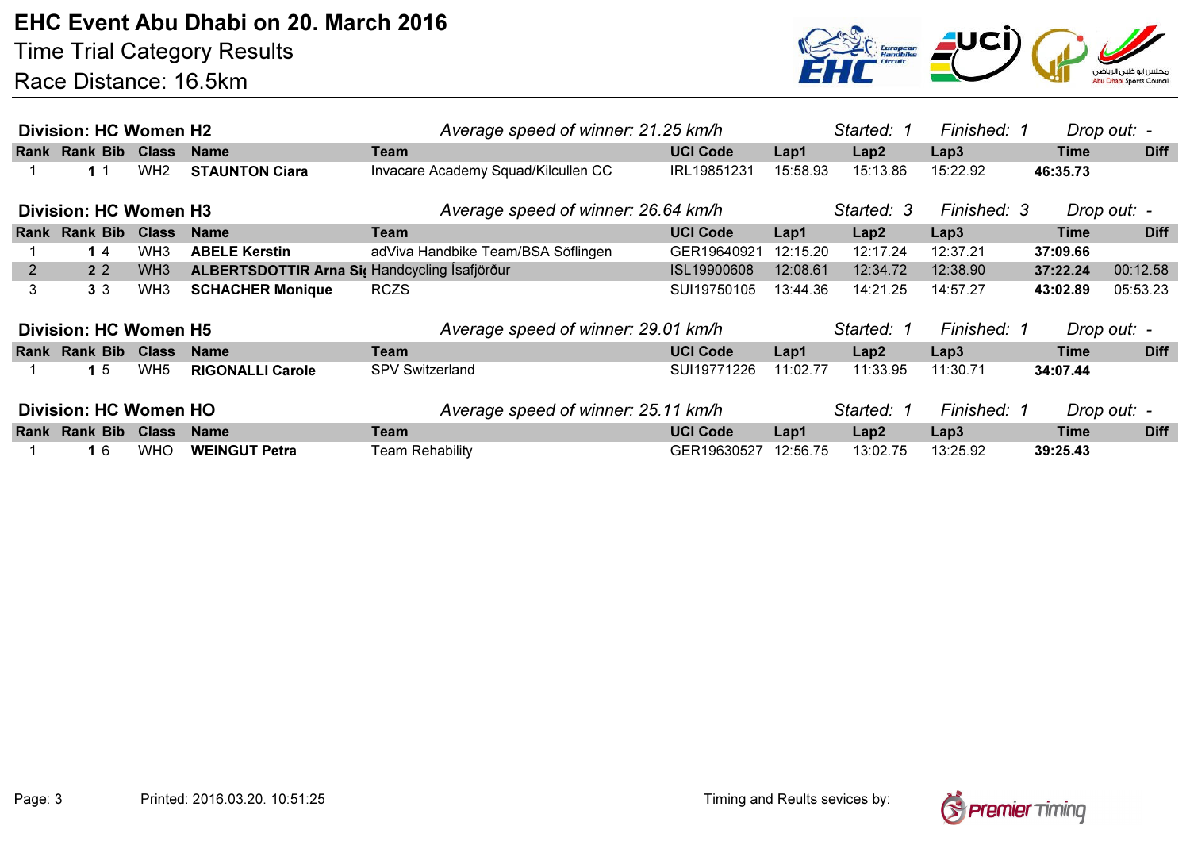# EHC Event Abu Dhabi on 20. March 2016

## Time Trial Category Results

## Race Distance: 16.5km

### Division: HC Women H2

*Average speed of winner: 21.25 km/h* — *Started: 1* — *Finished: 1* — *Drop out: -*

| Rank | Rank | Bib | Class | Name | Team | UCI Code | Lap1 | Lap2 | Lap3 | Time | Diff |
|---|---|---|---|---|---|---|---|---|---|---|---|
| 1 | **1** | 1 | WH2 | **STAUNTON Ciara** | Invacare Academy Squad/Kilcullen CC | IRL19851231 | 15:58.93 | 15:13.86 | 15:22.92 | **46:35.73** | |

### Division: HC Women H3

*Average speed of winner: 26.64 km/h* — *Started: 3* — *Finished: 3* — *Drop out: -*

| Rank | Rank | Bib | Class | Name | Team | UCI Code | Lap1 | Lap2 | Lap3 | Time | Diff |
|---|---|---|---|---|---|---|---|---|---|---|---|
| 1 | **1** | 4 | WH3 | **ABELE Kerstin** | adViva Handbike Team/BSA Söflingen | GER19640921 | 12:15.20 | 12:17.24 | 12:37.21 | **37:09.66** | |
| 2 | **2** | 2 | WH3 | **ALBERTSDOTTIR Arna Si** | Handcycling Ísafjörður | ISL19900608 | 12:08.61 | 12:34.72 | 12:38.90 | **37:22.24** | 00:12.58 |
| 3 | **3** | 3 | WH3 | **SCHACHER Monique** | RCZS | SUI19750105 | 13:44.36 | 14:21.25 | 14:57.27 | **43:02.89** | 05:53.23 |

### Division: HC Women H5

*Average speed of winner: 29.01 km/h* — *Started: 1* — *Finished: 1* — *Drop out: -*

| Rank | Rank | Bib | Class | Name | Team | UCI Code | Lap1 | Lap2 | Lap3 | Time | Diff |
|---|---|---|---|---|---|---|---|---|---|---|---|
| 1 | **1** | 5 | WH5 | **RIGONALLI Carole** | SPV Switzerland | SUI19771226 | 11:02.77 | 11:33.95 | 11:30.71 | **34:07.44** | |

### Division: HC Women HO

*Average speed of winner: 25.11 km/h* — *Started: 1* — *Finished: 1* — *Drop out: -*

| Rank | Rank | Bib | Class | Name | Team | UCI Code | Lap1 | Lap2 | Lap3 | Time | Diff |
|---|---|---|---|---|---|---|---|---|---|---|---|
| 1 | **1** | 6 | WHO | **WEINGUT Petra** | Team Rehability | GER19630527 | 12:56.75 | 13:02.75 | 13:25.92 | **39:25.43** | |

Printed: 2016.03.20. 10:51:25

Timing and Reults services by: Premier Timing